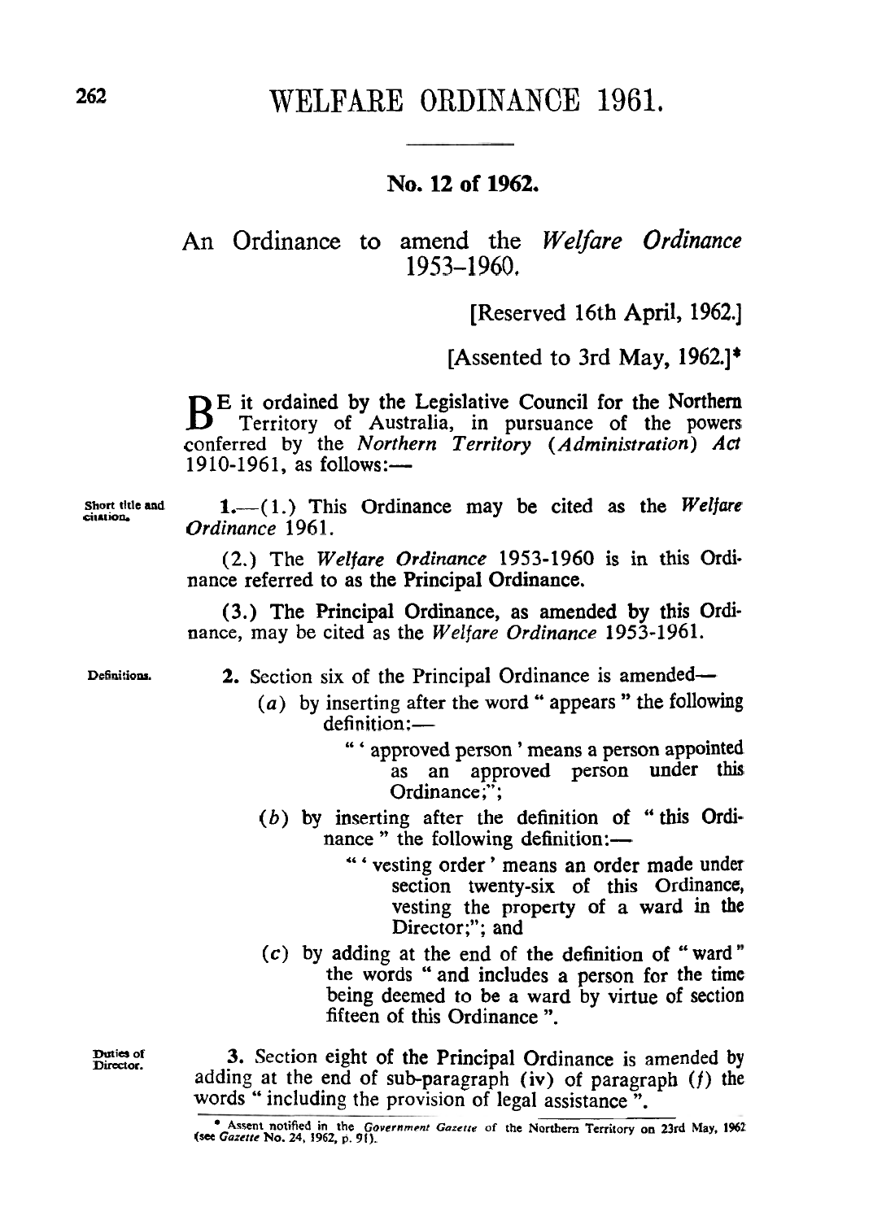# WELFARE ORDINANCE 1961.

## No. 12 of 1962.

### An Ordinance to amend the *Welfare Ordinance* 1953–1960.

[Reserved 16th April, 1962.]

[Assented to 3rd May, 1962.]*

BE it ordained by the Legislative Council for the Northern Territory of Australia, in pursuance of the powers conferred by the *Northern Territory (Administration) Act* 1910-1961, as follows:—

Short title and citation.

**1.**—(1.) This Ordinance may be cited as the *Welfare Ordinance* 1961.

(2.) The *Welfare Ordinance* 1953-1960 is in this Ordinance referred to as the Principal Ordinance.

(3.) The Principal Ordinance, as amended by this Ordinance, may be cited as the *Welfare Ordinance* 1953-1961.

Definitions.

**2.** Section six of the Principal Ordinance is amended—

(*a*) by inserting after the word " appears " the following definition:—

" ' approved person ' means a person appointed as an approved person under this Ordinance;";

(*b*) by inserting after the definition of " this Ordinance " the following definition:—

" ' vesting order ' means an order made under section twenty-six of this Ordinance, vesting the property of a ward in the Director;"; and

(*c*) by adding at the end of the definition of " ward " the words " and includes a person for the time being deemed to be a ward by virtue of section fifteen of this Ordinance ".

Duties of Director.

**3.** Section eight of the Principal Ordinance is amended by adding at the end of sub-paragraph (iv) of paragraph (*f*) the words " including the provision of legal assistance ".

---

\* Assent notified in the *Government Gazette* of the Northern Territory on 23rd May, 1962 (see *Gazette* No. 24, 1962, p. 91).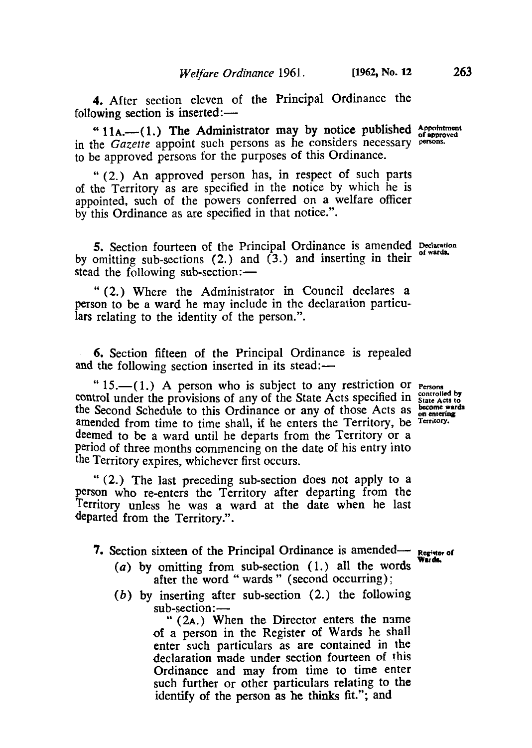4. After section eleven of the Principal Ordinance the following section is inserted:—

"11A.—(1.) The Administrator may by notice published in the *Gazette* appoint such persons as he considers necessary to be approved persons for the purposes of this Ordinance.

Appointment of approved persons.

"(2.) An approved person has, in respect of such parts of the Territory as are specified in the notice by which he is appointed, such of the powers conferred on a welfare officer by this Ordinance as are specified in that notice.".

5. Section fourteen of the Principal Ordinance is amended by omitting sub-sections (2.) and (3.) and inserting in their stead the following sub-section:—

Declaration of wards.

"(2.) Where the Administrator in Council declares a person to be a ward he may include in the declaration particulars relating to the identity of the person.".

6. Section fifteen of the Principal Ordinance is repealed and the following section inserted in its stead:—

"15.—(1.) A person who is subject to any restriction or control under the provisions of any of the State Acts specified in the Second Schedule to this Ordinance or any of those Acts as amended from time to time shall, if he enters the Territory, be deemed to be a ward until he departs from the Territory or a period of three months commencing on the date of his entry into the Territory expires, whichever first occurs.

Persons controlled by State Acts to become wards on entering Territory.

"(2.) The last preceding sub-section does not apply to a person who re-enters the Territory after departing from the Territory unless he was a ward at the date when he last departed from the Territory.".

7. Section sixteen of the Principal Ordinance is amended—

Register of Wards.

(*a*) by omitting from sub-section (1.) all the words after the word "wards" (second occurring);

(*b*) by inserting after sub-section (2.) the following sub-section:—

"(2A.) When the Director enters the name of a person in the Register of Wards he shall enter such particulars as are contained in the declaration made under section fourteen of this Ordinance and may from time to time enter such further or other particulars relating to the identify of the person as he thinks fit."; and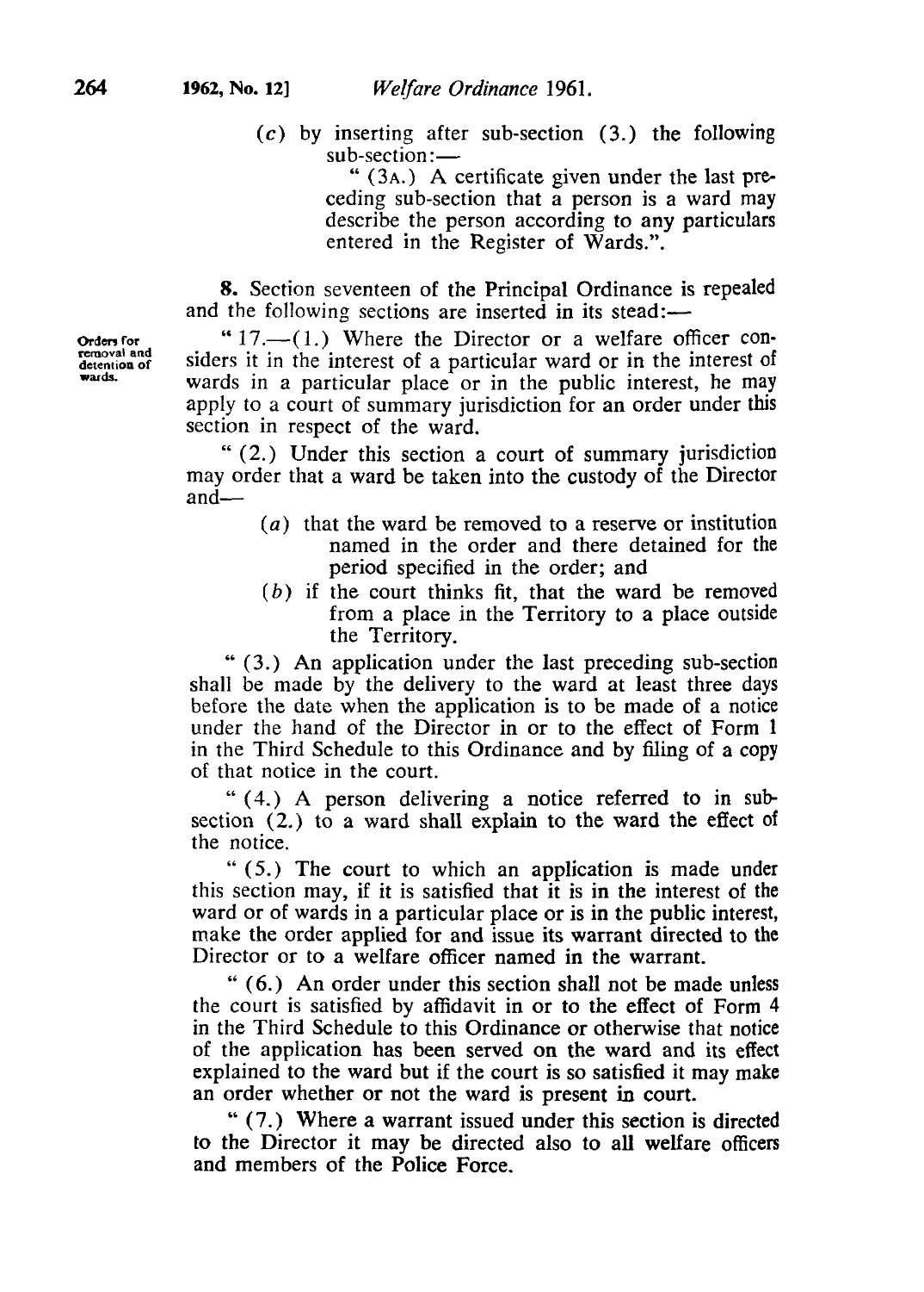(*c*) by inserting after sub-section (3.) the following sub-section:—

" (3A.) A certificate given under the last preceding sub-section that a person is a ward may describe the person according to any particulars entered in the Register of Wards.".

**8.** Section seventeen of the Principal Ordinance is repealed and the following sections are inserted in its stead:—

Orders for removal and detention of wards.

" 17.—(1.) Where the Director or a welfare officer considers it in the interest of a particular ward or in the interest of wards in a particular place or in the public interest, he may apply to a court of summary jurisdiction for an order under this section in respect of the ward.

" (2.) Under this section a court of summary jurisdiction may order that a ward be taken into the custody of the Director and—

(*a*) that the ward be removed to a reserve or institution named in the order and there detained for the period specified in the order; and

(*b*) if the court thinks fit, that the ward be removed from a place in the Territory to a place outside the Territory.

" (3.) An application under the last preceding sub-section shall be made by the delivery to the ward at least three days before the date when the application is to be made of a notice under the hand of the Director in or to the effect of Form 1 in the Third Schedule to this Ordinance and by filing of a copy of that notice in the court.

" (4.) A person delivering a notice referred to in sub-section (2.) to a ward shall explain to the ward the effect of the notice.

" (5.) The court to which an application is made under this section may, if it is satisfied that it is in the interest of the ward or of wards in a particular place or is in the public interest, make the order applied for and issue its warrant directed to the Director or to a welfare officer named in the warrant.

" (6.) An order under this section shall not be made unless the court is satisfied by affidavit in or to the effect of Form 4 in the Third Schedule to this Ordinance or otherwise that notice of the application has been served on the ward and its effect explained to the ward but if the court is so satisfied it may make an order whether or not the ward is present in court.

" (7.) Where a warrant issued under this section is directed to the Director it may be directed also to all welfare officers and members of the Police Force.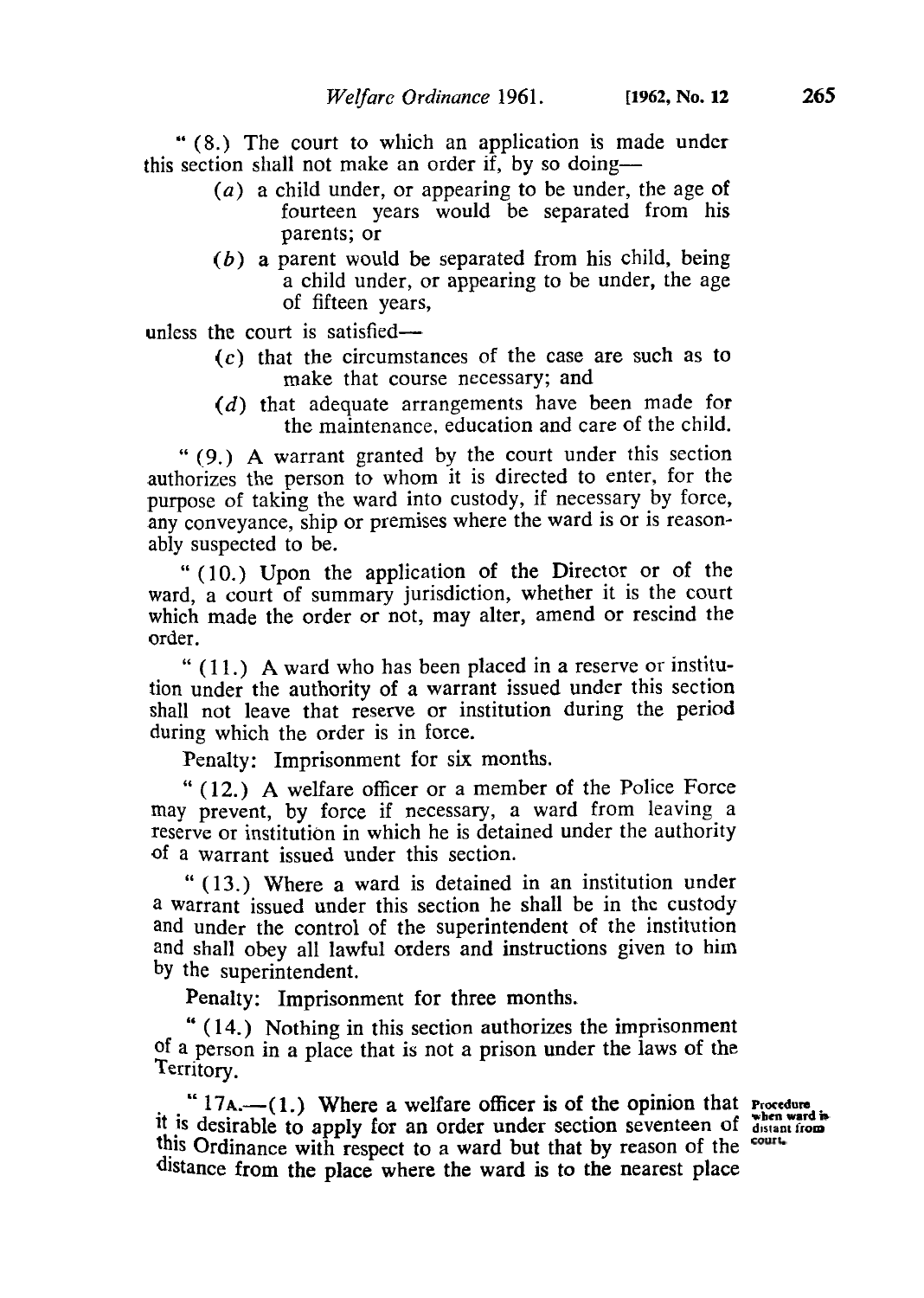" (8.) The court to which an application is made under this section shall not make an order if, by so doing—

(a) a child under, or appearing to be under, the age of fourteen years would be separated from his parents; or

(b) a parent would be separated from his child, being a child under, or appearing to be under, the age of fifteen years,

unless the court is satisfied—

(c) that the circumstances of the case are such as to make that course necessary; and

(d) that adequate arrangements have been made for the maintenance, education and care of the child.

" (9.) A warrant granted by the court under this section authorizes the person to whom it is directed to enter, for the purpose of taking the ward into custody, if necessary by force, any conveyance, ship or premises where the ward is or is reasonably suspected to be.

" (10.) Upon the application of the Director or of the ward, a court of summary jurisdiction, whether it is the court which made the order or not, may alter, amend or rescind the order.

" (11.) A ward who has been placed in a reserve or institution under the authority of a warrant issued under this section shall not leave that reserve or institution during the period during which the order is in force.

Penalty: Imprisonment for six months.

" (12.) A welfare officer or a member of the Police Force may prevent, by force if necessary, a ward from leaving a reserve or institution in which he is detained under the authority of a warrant issued under this section.

" (13.) Where a ward is detained in an institution under a warrant issued under this section he shall be in the custody and under the control of the superintendent of the institution and shall obey all lawful orders and instructions given to him by the superintendent.

Penalty: Imprisonment for three months.

" (14.) Nothing in this section authorizes the imprisonment of a person in a place that is not a prison under the laws of the Territory.

**Procedure when ward is distant from court.**

" 17A.—(1.) Where a welfare officer is of the opinion that it is desirable to apply for an order under section seventeen of this Ordinance with respect to a ward but that by reason of the distance from the place where the ward is to the nearest place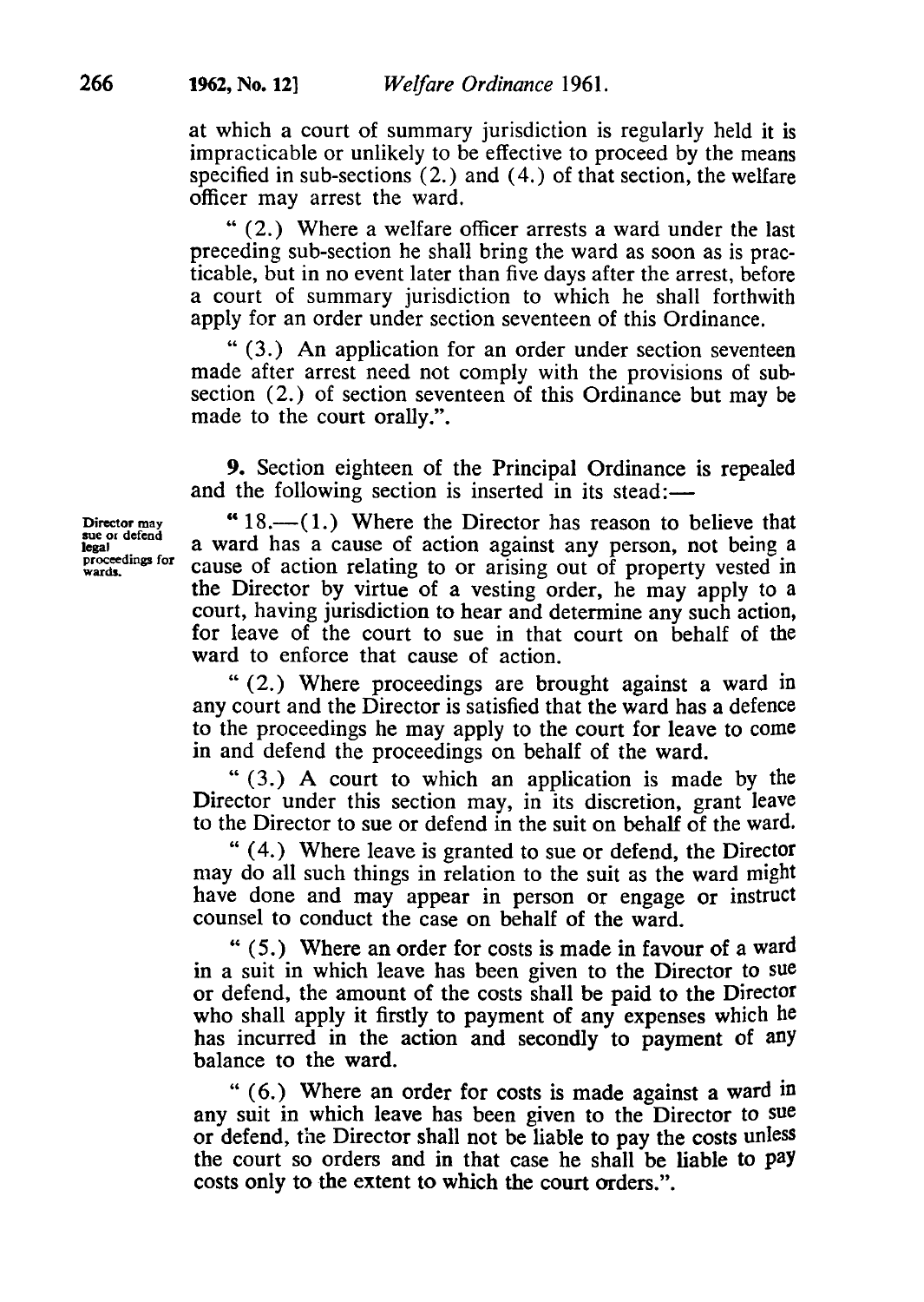at which a court of summary jurisdiction is regularly held it is impracticable or unlikely to be effective to proceed by the means specified in sub-sections (2.) and (4.) of that section, the welfare officer may arrest the ward.

" (2.) Where a welfare officer arrests a ward under the last preceding sub-section he shall bring the ward as soon as is practicable, but in no event later than five days after the arrest, before a court of summary jurisdiction to which he shall forthwith apply for an order under section seventeen of this Ordinance.

" (3.) An application for an order under section seventeen made after arrest need not comply with the provisions of sub-section (2.) of section seventeen of this Ordinance but may be made to the court orally.".

**9.** Section eighteen of the Principal Ordinance is repealed and the following section is inserted in its stead:—

*Director may sue or defend legal proceedings for wards.*

" 18.—(1.) Where the Director has reason to believe that a ward has a cause of action against any person, not being a cause of action relating to or arising out of property vested in the Director by virtue of a vesting order, he may apply to a court, having jurisdiction to hear and determine any such action, for leave of the court to sue in that court on behalf of the ward to enforce that cause of action.

" (2.) Where proceedings are brought against a ward in any court and the Director is satisfied that the ward has a defence to the proceedings he may apply to the court for leave to come in and defend the proceedings on behalf of the ward.

" (3.) A court to which an application is made by the Director under this section may, in its discretion, grant leave to the Director to sue or defend in the suit on behalf of the ward.

" (4.) Where leave is granted to sue or defend, the Director may do all such things in relation to the suit as the ward might have done and may appear in person or engage or instruct counsel to conduct the case on behalf of the ward.

" (5.) Where an order for costs is made in favour of a ward in a suit in which leave has been given to the Director to sue or defend, the amount of the costs shall be paid to the Director who shall apply it firstly to payment of any expenses which he has incurred in the action and secondly to payment of any balance to the ward.

" (6.) Where an order for costs is made against a ward in any suit in which leave has been given to the Director to sue or defend, the Director shall not be liable to pay the costs unless the court so orders and in that case he shall be liable to pay costs only to the extent to which the court orders.".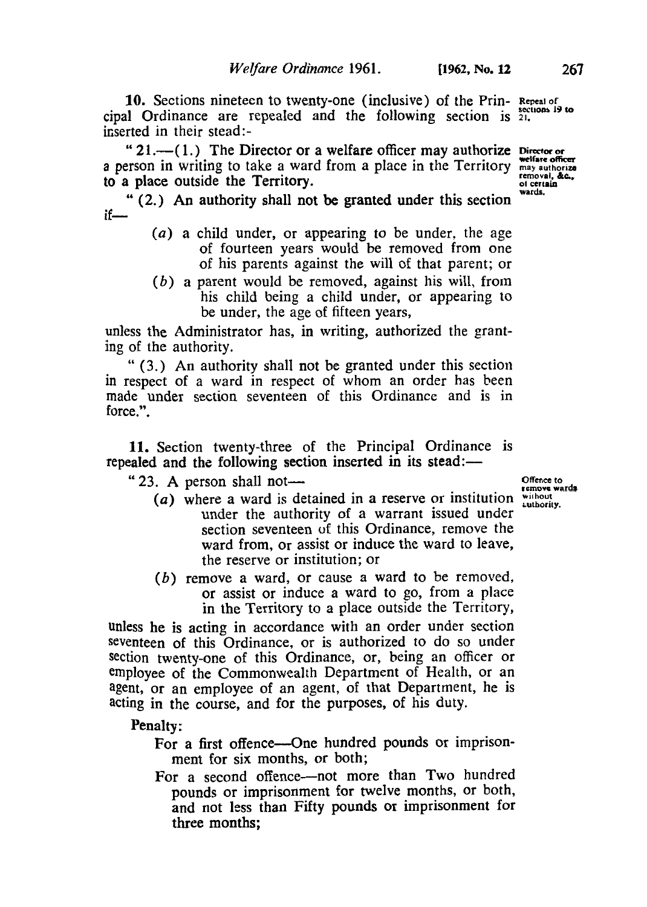**10.** Sections nineteen to twenty-one (inclusive) of the Principal Ordinance are repealed and the following section is inserted in their stead:-

Repeal of sections 19 to 21.

" 21.—(1.) The Director or a welfare officer may authorize a person in writing to take a ward from a place in the Territory to a place outside the Territory.

Director or welfare officer may authorize removal, &c., of certain wards.

" (2.) An authority shall not be granted under this section if—

(*a*) a child under, or appearing to be under, the age of fourteen years would be removed from one of his parents against the will of that parent; or

(*b*) a parent would be removed, against his will, from his child being a child under, or appearing to be under, the age of fifteen years,

unless the Administrator has, in writing, authorized the granting of the authority.

" (3.) An authority shall not be granted under this section in respect of a ward in respect of whom an order has been made under section seventeen of this Ordinance and is in force.".

**11.** Section twenty-three of the Principal Ordinance is repealed and the following section inserted in its stead:—

" 23. A person shall not—

Offence to remove wards without authority.

(*a*) where a ward is detained in a reserve or institution under the authority of a warrant issued under section seventeen of this Ordinance, remove the ward from, or assist or induce the ward to leave, the reserve or institution; or

(*b*) remove a ward, or cause a ward to be removed, or assist or induce a ward to go, from a place in the Territory to a place outside the Territory,

unless he is acting in accordance with an order under section seventeen of this Ordinance, or is authorized to do so under section twenty-one of this Ordinance, or, being an officer or employee of the Commonwealth Department of Health, or an agent, or an employee of an agent, of that Department, he is acting in the course, and for the purposes, of his duty.

Penalty:

For a first offence—One hundred pounds or imprisonment for six months, or both;

For a second offence—not more than Two hundred pounds or imprisonment for twelve months, or both, and not less than Fifty pounds or imprisonment for three months;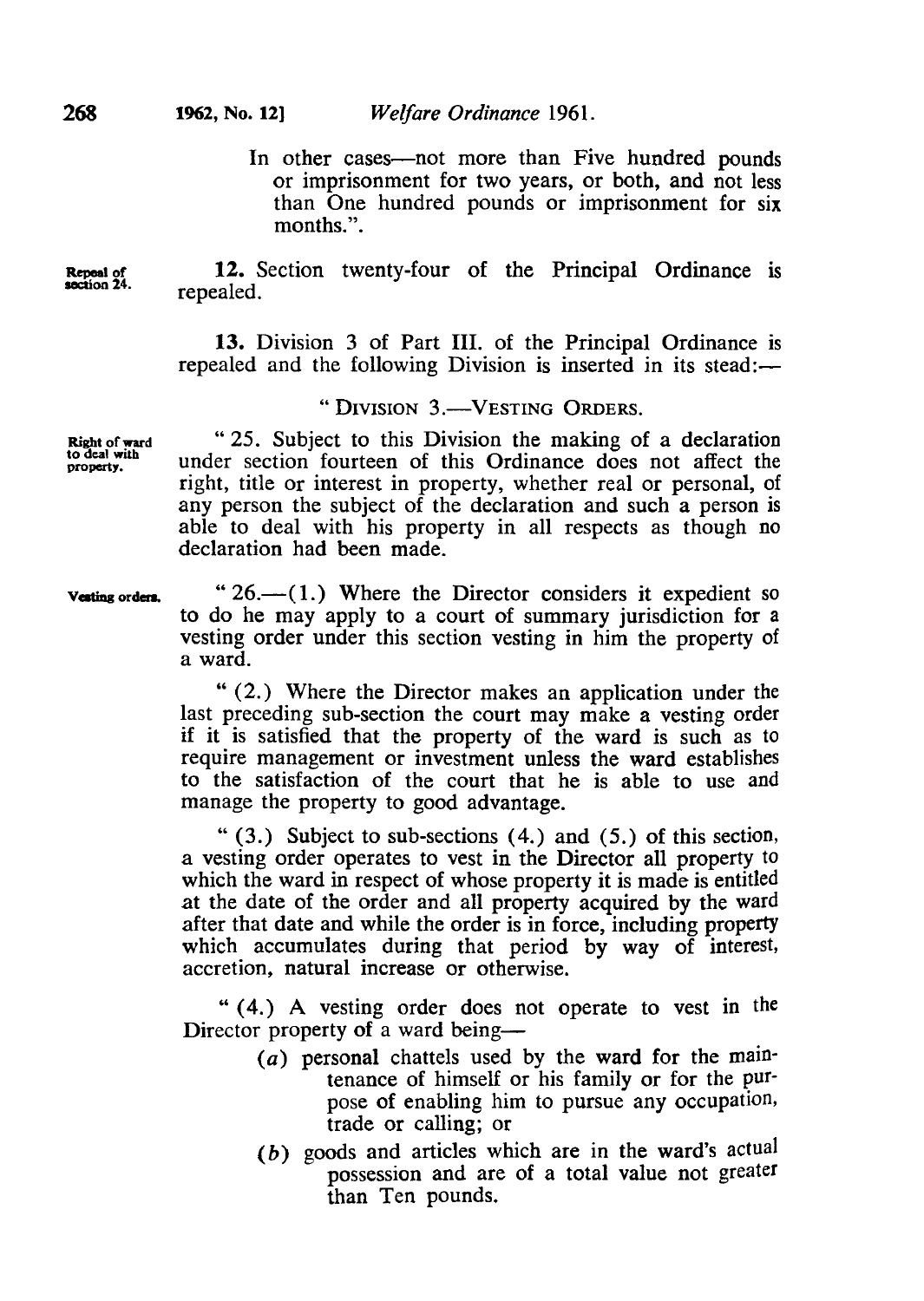In other cases—not more than Five hundred pounds or imprisonment for two years, or both, and not less than One hundred pounds or imprisonment for six months.".

Repeal of section 24.

**12.** Section twenty-four of the Principal Ordinance is repealed.

**13.** Division 3 of Part III. of the Principal Ordinance is repealed and the following Division is inserted in its stead:—

" DIVISION 3.—VESTING ORDERS.

Right of ward to deal with property.

" 25. Subject to this Division the making of a declaration under section fourteen of this Ordinance does not affect the right, title or interest in property, whether real or personal, of any person the subject of the declaration and such a person is able to deal with his property in all respects as though no declaration had been made.

Vesting orders.

" 26.—(1.) Where the Director considers it expedient so to do he may apply to a court of summary jurisdiction for a vesting order under this section vesting in him the property of a ward.

" (2.) Where the Director makes an application under the last preceding sub-section the court may make a vesting order if it is satisfied that the property of the ward is such as to require management or investment unless the ward establishes to the satisfaction of the court that he is able to use and manage the property to good advantage.

" (3.) Subject to sub-sections (4.) and (5.) of this section, a vesting order operates to vest in the Director all property to which the ward in respect of whose property it is made is entitled at the date of the order and all property acquired by the ward after that date and while the order is in force, including property which accumulates during that period by way of interest, accretion, natural increase or otherwise.

" (4.) A vesting order does not operate to vest in the Director property of a ward being—

(*a*) personal chattels used by the ward for the maintenance of himself or his family or for the purpose of enabling him to pursue any occupation, trade or calling; or

(*b*) goods and articles which are in the ward's actual possession and are of a total value not greater than Ten pounds.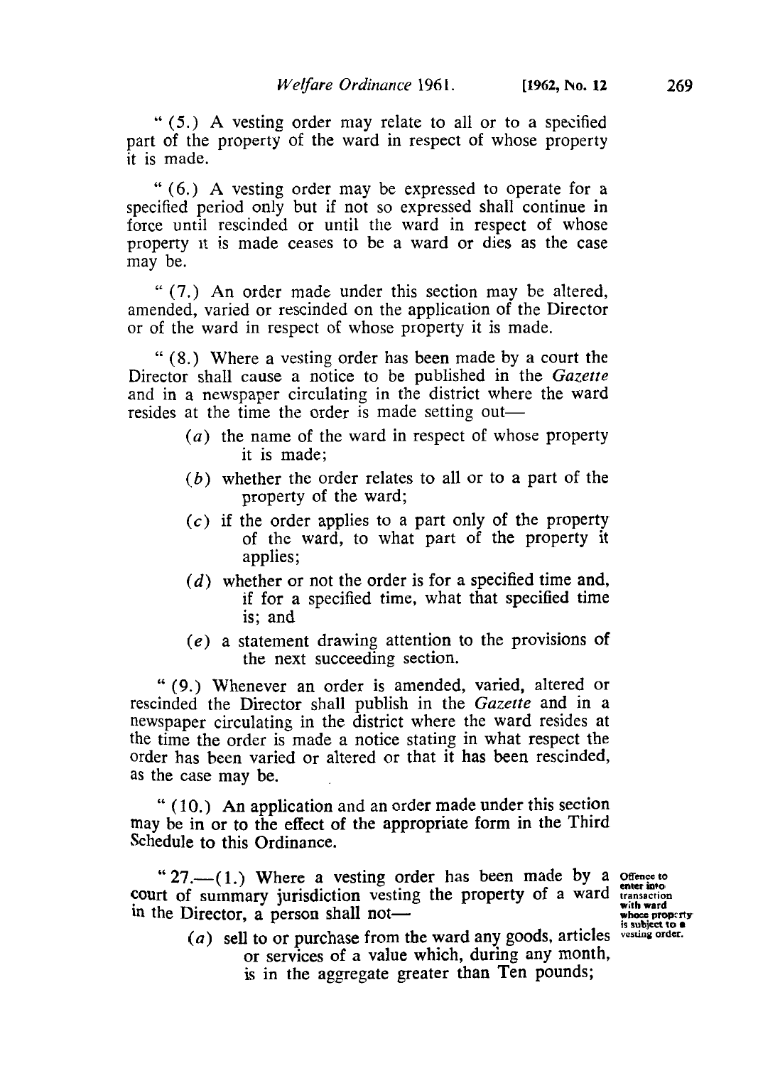" (5.) A vesting order may relate to all or to a specified part of the property of the ward in respect of whose property it is made.

" (6.) A vesting order may be expressed to operate for a specified period only but if not so expressed shall continue in force until rescinded or until the ward in respect of whose property it is made ceases to be a ward or dies as the case may be.

" (7.) An order made under this section may be altered, amended, varied or rescinded on the application of the Director or of the ward in respect of whose property it is made.

" (8.) Where a vesting order has been made by a court the Director shall cause a notice to be published in the *Gazette* and in a newspaper circulating in the district where the ward resides at the time the order is made setting out—

- (*a*) the name of the ward in respect of whose property it is made;
- (*b*) whether the order relates to all or to a part of the property of the ward;
- (*c*) if the order applies to a part only of the property of the ward, to what part of the property it applies;
- (*d*) whether or not the order is for a specified time and, if for a specified time, what that specified time is; and
- (*e*) a statement drawing attention to the provisions of the next succeeding section.

" (9.) Whenever an order is amended, varied, altered or rescinded the Director shall publish in the *Gazette* and in a newspaper circulating in the district where the ward resides at the time the order is made a notice stating in what respect the order has been varied or altered or that it has been rescinded, as the case may be.

" (10.) An application and an order made under this section may be in or to the effect of the appropriate form in the Third Schedule to this Ordinance.

*Offence to enter into transaction with ward whose property is subject to a vesting order.*

" 27.—(1.) Where a vesting order has been made by a court of summary jurisdiction vesting the property of a ward in the Director, a person shall not—

- (*a*) sell to or purchase from the ward any goods, articles or services of a value which, during any month, is in the aggregate greater than Ten pounds;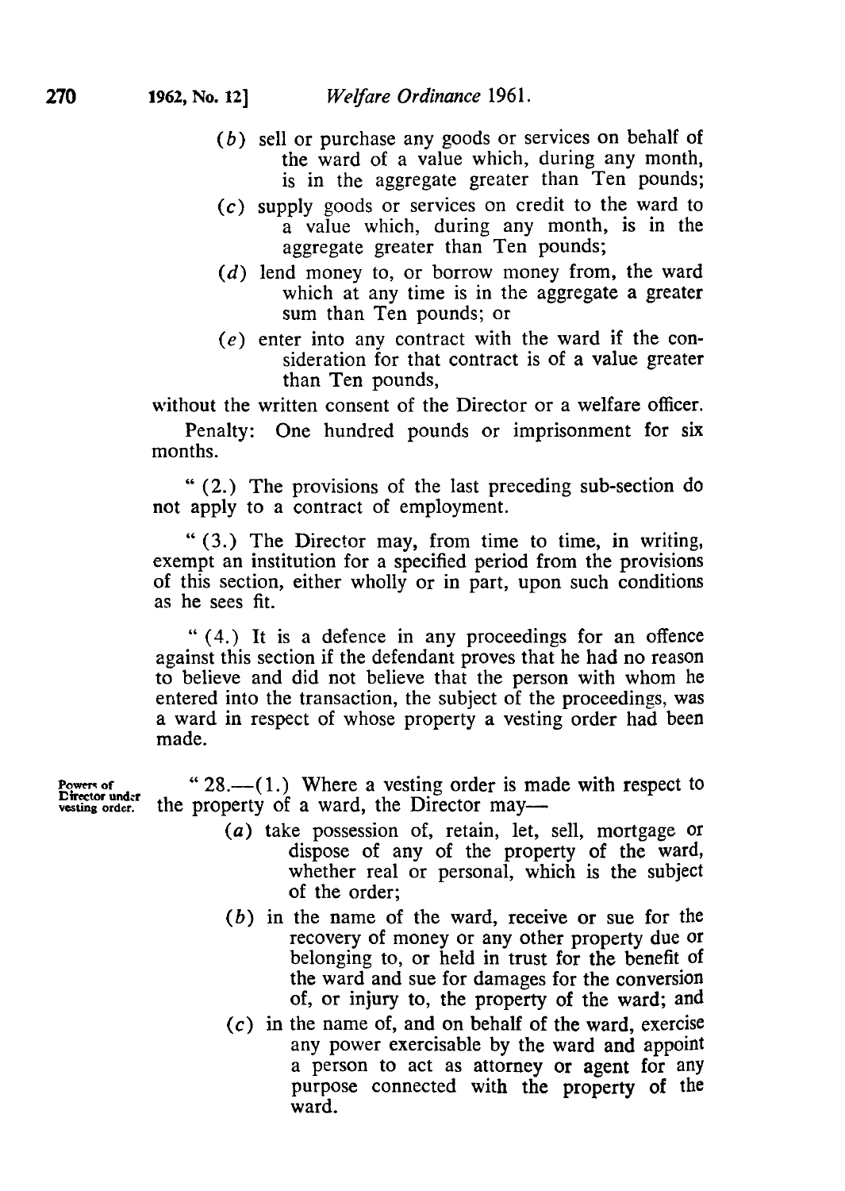(*b*) sell or purchase any goods or services on behalf of the ward of a value which, during any month, is in the aggregate greater than Ten pounds;

(*c*) supply goods or services on credit to the ward to a value which, during any month, is in the aggregate greater than Ten pounds;

(*d*) lend money to, or borrow money from, the ward which at any time is in the aggregate a greater sum than Ten pounds; or

(*e*) enter into any contract with the ward if the consideration for that contract is of a value greater than Ten pounds,

without the written consent of the Director or a welfare officer.

Penalty: One hundred pounds or imprisonment for six months.

" (2.) The provisions of the last preceding sub-section do not apply to a contract of employment.

" (3.) The Director may, from time to time, in writing, exempt an institution for a specified period from the provisions of this section, either wholly or in part, upon such conditions as he sees fit.

" (4.) It is a defence in any proceedings for an offence against this section if the defendant proves that he had no reason to believe and did not believe that the person with whom he entered into the transaction, the subject of the proceedings, was a ward in respect of whose property a vesting order had been made.

Powers of Director under vesting order.

" 28.—(1.) Where a vesting order is made with respect to the property of a ward, the Director may—

(*a*) take possession of, retain, let, sell, mortgage or dispose of any of the property of the ward, whether real or personal, which is the subject of the order;

(*b*) in the name of the ward, receive or sue for the recovery of money or any other property due or belonging to, or held in trust for the benefit of the ward and sue for damages for the conversion of, or injury to, the property of the ward; and

(*c*) in the name of, and on behalf of the ward, exercise any power exercisable by the ward and appoint a person to act as attorney or agent for any purpose connected with the property of the ward.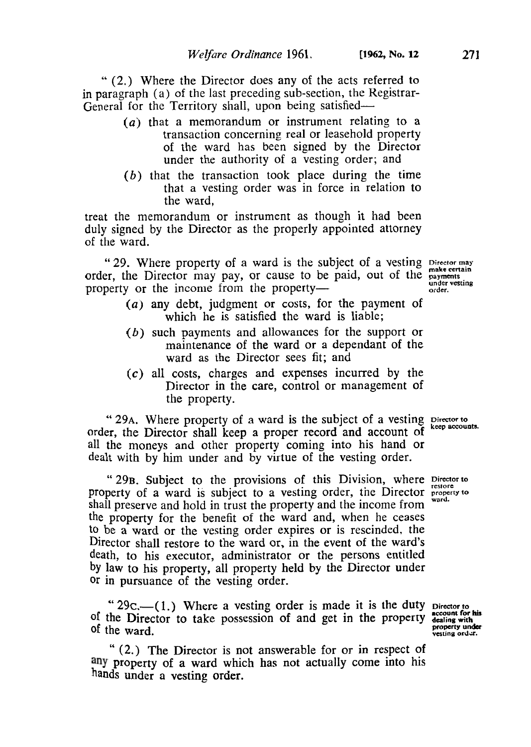" (2.) Where the Director does any of the acts referred to in paragraph (a) of the last preceding sub-section, the Registrar-General for the Territory shall, upon being satisfied—

- (a) that a memorandum or instrument relating to a transaction concerning real or leasehold property of the ward has been signed by the Director under the authority of a vesting order; and
- (b) that the transaction took place during the time that a vesting order was in force in relation to the ward,

treat the memorandum or instrument as though it had been duly signed by the Director as the properly appointed attorney of the ward.

*Director may make certain payments under vesting order.*

" 29. Where property of a ward is the subject of a vesting order, the Director may pay, or cause to be paid, out of the property or the income from the property—

- (a) any debt, judgment or costs, for the payment of which he is satisfied the ward is liable;
- (b) such payments and allowances for the support or maintenance of the ward or a dependant of the ward as the Director sees fit; and
- (c) all costs, charges and expenses incurred by the Director in the care, control or management of the property.

*Director to keep accounts.*

" 29A. Where property of a ward is the subject of a vesting order, the Director shall keep a proper record and account of all the moneys and other property coming into his hand or dealt with by him under and by virtue of the vesting order.

*Director to restore property to ward.*

" 29B. Subject to the provisions of this Division, where property of a ward is subject to a vesting order, the Director shall preserve and hold in trust the property and the income from the property for the benefit of the ward and, when he ceases to be a ward or the vesting order expires or is rescinded, the Director shall restore to the ward or, in the event of the ward's death, to his executor, administrator or the persons entitled by law to his property, all property held by the Director under or in pursuance of the vesting order.

*Director to account for his dealing with property under vesting order.*

" 29C.—(1.) Where a vesting order is made it is the duty of the Director to take possession of and get in the property of the ward.

" (2.) The Director is not answerable for or in respect of any property of a ward which has not actually come into his hands under a vesting order.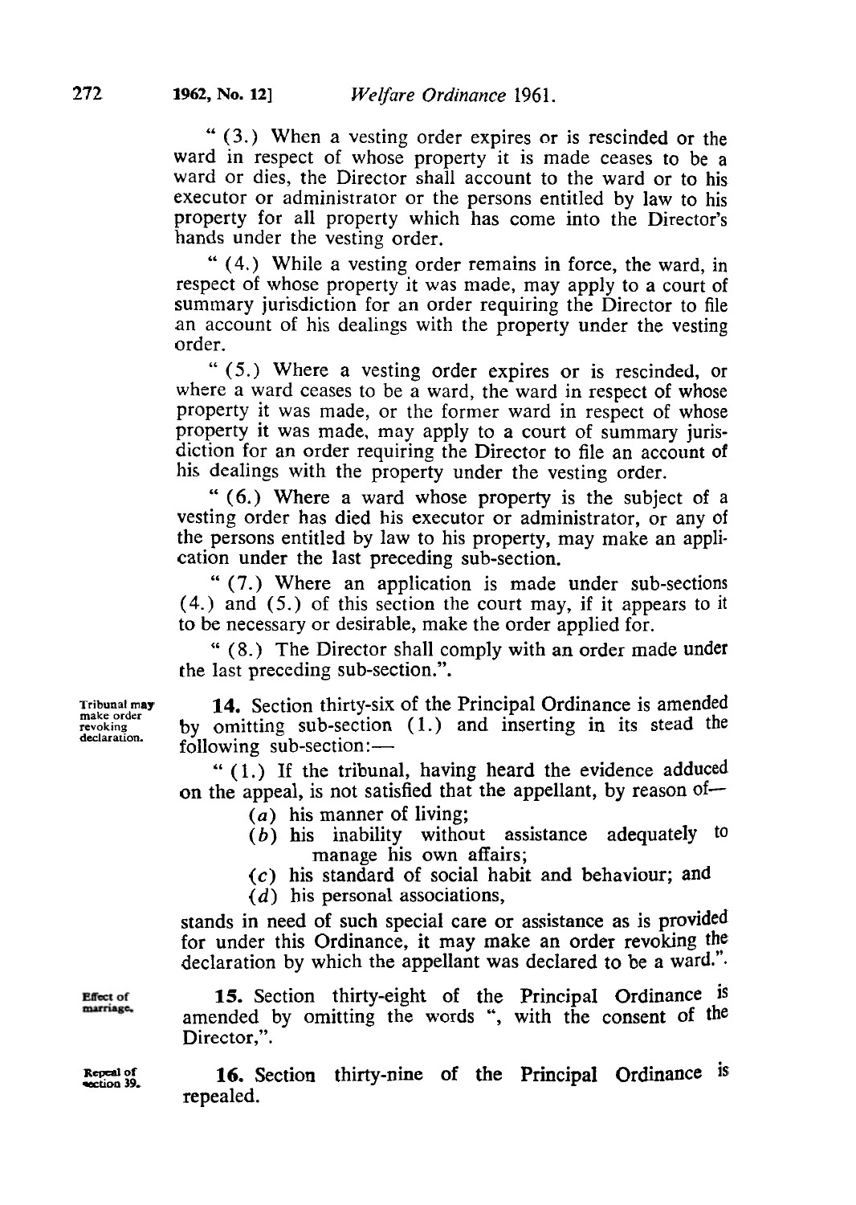"(3.) When a vesting order expires or is rescinded or the ward in respect of whose property it is made ceases to be a ward or dies, the Director shall account to the ward or to his executor or administrator or the persons entitled by law to his property for all property which has come into the Director's hands under the vesting order.

"(4.) While a vesting order remains in force, the ward, in respect of whose property it was made, may apply to a court of summary jurisdiction for an order requiring the Director to file an account of his dealings with the property under the vesting order.

"(5.) Where a vesting order expires or is rescinded, or where a ward ceases to be a ward, the ward in respect of whose property it was made, or the former ward in respect of whose property it was made, may apply to a court of summary jurisdiction for an order requiring the Director to file an account of his dealings with the property under the vesting order.

"(6.) Where a ward whose property is the subject of a vesting order has died his executor or administrator, or any of the persons entitled by law to his property, may make an application under the last preceding sub-section.

"(7.) Where an application is made under sub-sections (4.) and (5.) of this section the court may, if it appears to it to be necessary or desirable, make the order applied for.

"(8.) The Director shall comply with an order made under the last preceding sub-section.".

*Tribunal may make order revoking declaration.*

**14.** Section thirty-six of the Principal Ordinance is amended by omitting sub-section (1.) and inserting in its stead the following sub-section:—

"(1.) If the tribunal, having heard the evidence adduced on the appeal, is not satisfied that the appellant, by reason of—

- (*a*) his manner of living;
- (*b*) his inability without assistance adequately to manage his own affairs;
- (*c*) his standard of social habit and behaviour; and
- (*d*) his personal associations,

stands in need of such special care or assistance as is provided for under this Ordinance, it may make an order revoking the declaration by which the appellant was declared to be a ward.".

*Effect of marriage.*

**15.** Section thirty-eight of the Principal Ordinance is amended by omitting the words ", with the consent of the Director,".

*Repeal of section 39.*

**16.** Section thirty-nine of the Principal Ordinance is repealed.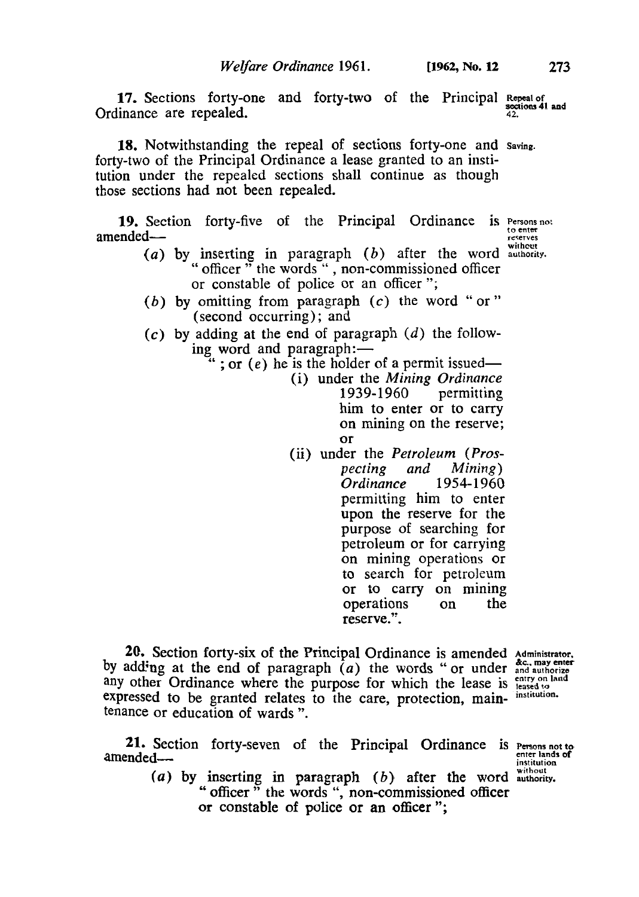**17.** Sections forty-one and forty-two of the Principal Ordinance are repealed. *Repeal of sections 41 and 42.*

**18.** Notwithstanding the repeal of sections forty-one and forty-two of the Principal Ordinance a lease granted to an institution under the repealed sections shall continue as though those sections had not been repealed. *Saving.*

**19.** Section forty-five of the Principal Ordinance is amended— *Persons not to enter reserves without authority.*

(*a*) by inserting in paragraph (*b*) after the word "officer" the words ", non-commissioned officer or constable of police or an officer";

(*b*) by omitting from paragraph (*c*) the word "or" (second occurring); and

(*c*) by adding at the end of paragraph (*d*) the following word and paragraph:—

"; or (*e*) he is the holder of a permit issued—

(i) under the *Mining Ordinance* 1939-1960 permitting him to enter or to carry on mining on the reserve; or

(ii) under the *Petroleum (Prospecting and Mining) Ordinance* 1954-1960 permitting him to enter upon the reserve for the purpose of searching for petroleum or for carrying on mining operations or to search for petroleum or to carry on mining operations on the reserve.".

**20.** Section forty-six of the Principal Ordinance is amended by adding at the end of paragraph (*a*) the words "or under any other Ordinance where the purpose for which the lease is expressed to be granted relates to the care, protection, maintenance or education of wards". *Administrator, &c., may enter and authorize entry on land leased to institution.*

**21.** Section forty-seven of the Principal Ordinance is amended— *Persons not to enter lands of institution without authority.*

(*a*) by inserting in paragraph (*b*) after the word "officer" the words ", non-commissioned officer or constable of police or an officer";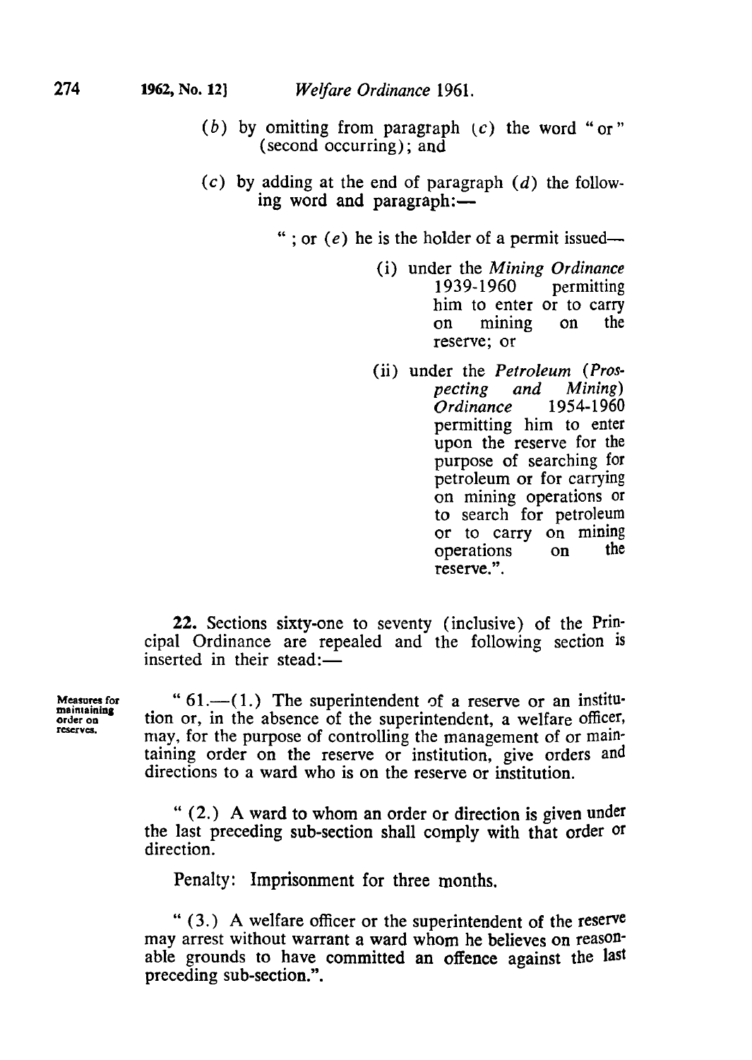(*b*) by omitting from paragraph (*c*) the word "or" (second occurring); and

(*c*) by adding at the end of paragraph (*d*) the following word and paragraph:—

"; or (*e*) he is the holder of a permit issued—

(i) under the *Mining Ordinance* 1939-1960 permitting him to enter or to carry on mining on the reserve; or

(ii) under the *Petroleum (Prospecting and Mining) Ordinance* 1954-1960 permitting him to enter upon the reserve for the purpose of searching for petroleum or for carrying on mining operations or to search for petroleum or to carry on mining operations on the reserve.".

**22.** Sections sixty-one to seventy (inclusive) of the Principal Ordinance are repealed and the following section is inserted in their stead:—

Measures for maintaining order on reserves.

"61.—(1.) The superintendent of a reserve or an institution or, in the absence of the superintendent, a welfare officer, may, for the purpose of controlling the management of or maintaining order on the reserve or institution, give orders and directions to a ward who is on the reserve or institution.

"(2.) A ward to whom an order or direction is given under the last preceding sub-section shall comply with that order or direction.

Penalty: Imprisonment for three months.

"(3.) A welfare officer or the superintendent of the reserve may arrest without warrant a ward whom he believes on reasonable grounds to have committed an offence against the last preceding sub-section.".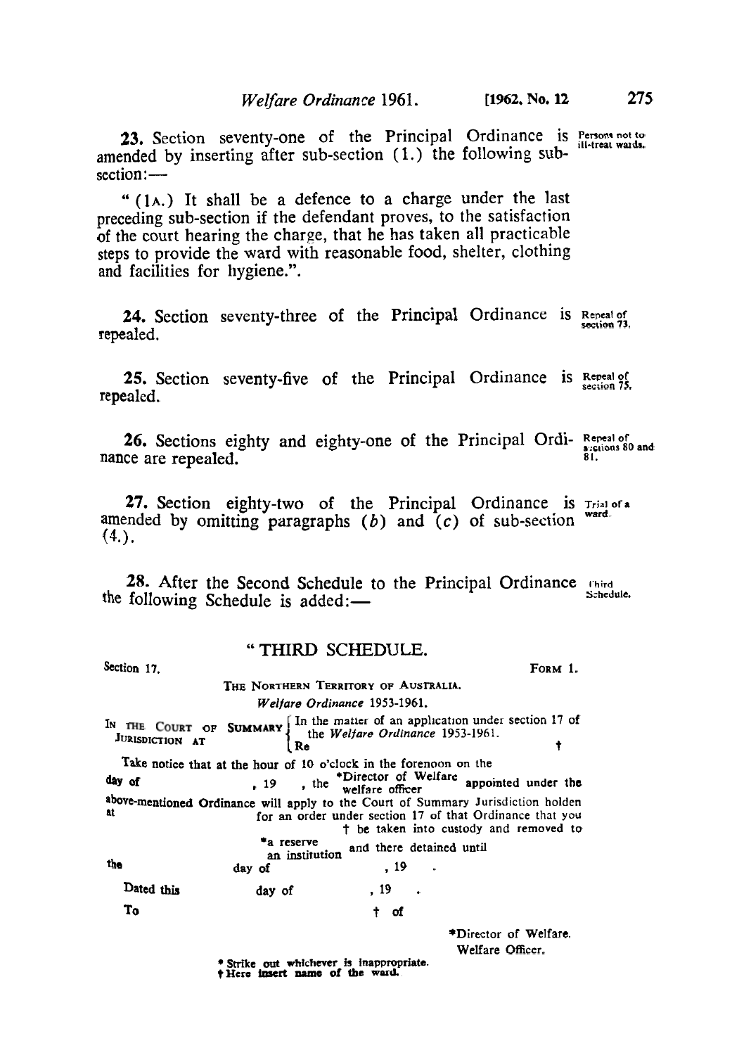**23.** Section seventy-one of the Principal Ordinance is amended by inserting after sub-section (1.) the following sub-section:—

*Persons not to ill-treat wards.*

"(1A.) It shall be a defence to a charge under the last preceding sub-section if the defendant proves, to the satisfaction of the court hearing the charge, that he has taken all practicable steps to provide the ward with reasonable food, shelter, clothing and facilities for hygiene.".

**24.** Section seventy-three of the Principal Ordinance is repealed.

*Repeal of section 73.*

**25.** Section seventy-five of the Principal Ordinance is repealed.

*Repeal of section 75.*

**26.** Sections eighty and eighty-one of the Principal Ordinance are repealed.

*Repeal of sections 80 and 81.*

**27.** Section eighty-two of the Principal Ordinance is amended by omitting paragraphs (*b*) and (*c*) of sub-section (4.).

*Trial of a ward.*

**28.** After the Second Schedule to the Principal Ordinance the following Schedule is added:—

*Third Schedule.*

## "THIRD SCHEDULE.

Section 17. FORM 1.

THE NORTHERN TERRITORY OF AUSTRALIA.

*Welfare Ordinance* 1953-1961.

IN THE COURT OF SUMMARY JURISDICTION AT { In the matter of an application under section 17 of the *Welfare Ordinance* 1953-1961. Re †

Take notice that at the hour of 10 o'clock in the forenoon on the day of , 19 , the \*Director of Welfare / welfare officer appointed under the above-mentioned Ordinance will apply to the Court of Summary Jurisdiction holden at for an order under section 17 of that Ordinance that you † be taken into custody and removed to \*a reserve / an institution and there detained until the day of , 19 .

Dated this day of , 19 .

To † of

\*Director of Welfare.
Welfare Officer.

\* Strike out whichever is inappropriate.
† Here insert name of the ward.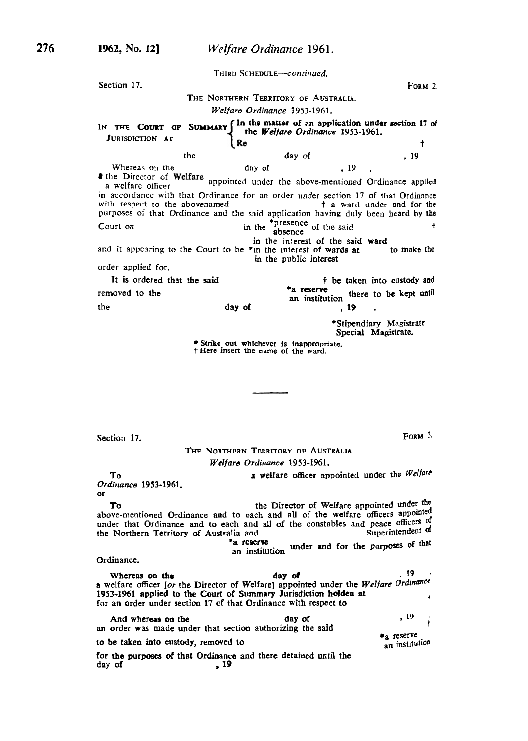THIRD SCHEDULE—*continued*.

Section 17. FORM 2.

THE NORTHERN TERRITORY OF AUSTRALIA.

*Welfare Ordinance* 1953-1961.

IN THE **COURT OF SUMMARY JURISDICTION AT** { **In the matter of an application under section 17 of the *Welfare Ordinance* 1953-1961.** **Re** †

the day of , 19

Whereas on the day of , 19 , *the Director of Welfare / a welfare officer appointed under the above-mentioned Ordinance applied in accordance with that Ordinance for an order under section 17 of that Ordinance with respect to the abovenamed † a ward under and for the purposes of that Ordinance and the said application having duly been heard by the Court on in the *presence / absence of the said † and it appearing to the Court to be *in the interest of the said ward / in the interest of wards at / in the public interest to make the order applied for.

It is ordered that the said † be taken into custody and removed to the *a reserve / an institution there to be kept until the day of , 19 .

*Stipendiary Magistrate
Special Magistrate.

\* Strike out whichever is inappropriate.
† Here insert the name of the ward.

---

Section 17. FORM 3.

THE NORTHERN TERRITORY OF AUSTRALIA.

*Welfare Ordinance* 1953-1961.

To a welfare officer appointed under the *Welfare Ordinance* 1953-1961.

or

**To** the Director of Welfare appointed under the above-mentioned Ordinance and to each and all of the welfare officers appointed under that Ordinance and to each and all of the constables and peace officers of the Northern Territory of Australia and Superintendent of *a reserve / an institution under and for the purposes of that Ordinance.

**Whereas on the day of , 19 .** a welfare officer [*or* the Director of Welfare] appointed under the *Welfare Ordinance* 1953-1961 applied to the Court of Summary Jurisdiction holden at † for an order under section 17 of that Ordinance with respect to

**And whereas on the day of , 19 ;** an order was made under that section authorizing the said † to be taken into custody, removed to *a reserve / an institution for the purposes of that Ordinance and there detained until the day of , 19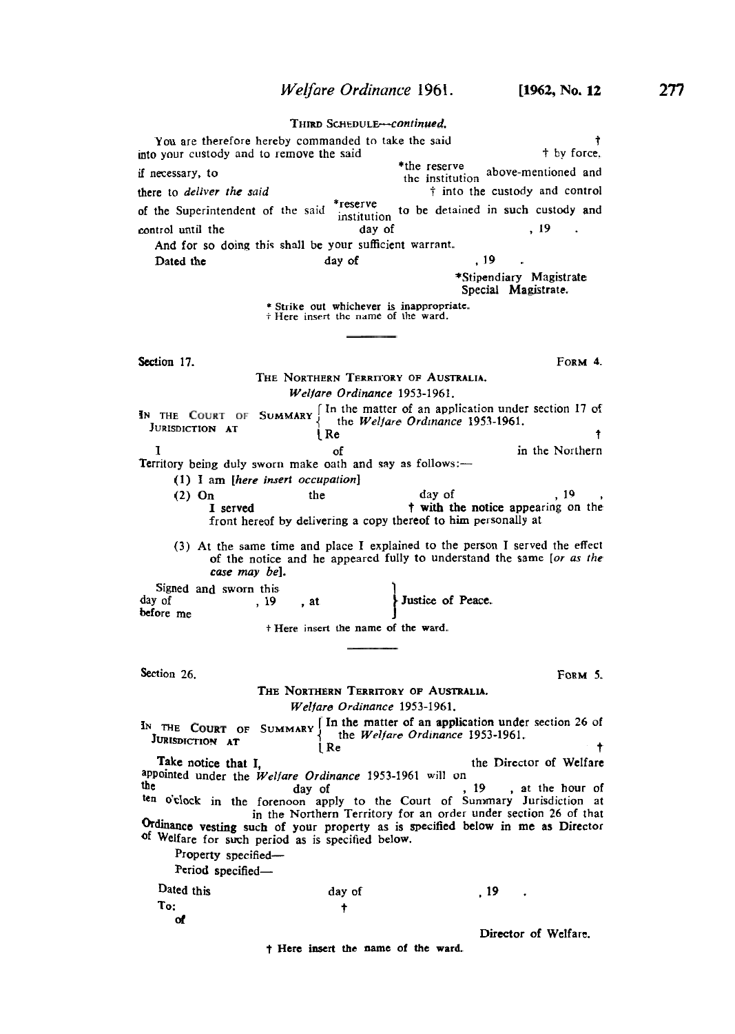THIRD SCHEDULE—*continued*.

You are therefore hereby commanded to take the said † into your custody and to remove the said † by force, if necessary, to *the reserve / the institution above-mentioned and there to *deliver the said* † into the custody and control of the Superintendent of the said *reserve / institution to be detained in such custody and control until the day of , 19 .

And for so doing this shall be your sufficient warrant.

Dated the day of , 19 .

*Stipendiary Magistrate
Special Magistrate.

\* Strike out whichever is inappropriate.
† Here insert the name of the ward.

---

Section 17. FORM 4.

THE NORTHERN TERRITORY OF AUSTRALIA.

*Welfare Ordinance* 1953-1961.

IN THE COURT OF SUMMARY JURISDICTION AT { In the matter of an application under section 17 of the *Welfare Ordinance* 1953-1961.
Re † }

I of in the Northern Territory being duly sworn make oath and say as follows:—

(1) I am [*here insert occupation*]

(2) On the day of , 19 , I served † with the notice appearing on the front hereof by delivering a copy thereof to him personally at

(3) At the same time and place I explained to the person I served the effect of the notice and he appeared fully to understand the same [*or as the case may be*].

Signed and sworn this day of , 19 , at before me } Justice of Peace.

† Here insert the name of the ward.

---

Section 26. FORM 5.

THE NORTHERN TERRITORY OF AUSTRALIA.

*Welfare Ordinance* 1953-1961.

IN THE COURT OF SUMMARY JURISDICTION AT { In the matter of an application under section 26 of the *Welfare Ordinance* 1953-1961.
Re † }

Take notice that I, the Director of Welfare appointed under the *Welfare Ordinance* 1953-1961 will on the day of , 19 , at the hour of ten o'clock in the forenoon apply to the Court of Summary Jurisdiction at in the Northern Territory for an order under section 26 of that Ordinance vesting such of your property as is specified below in me as Director of Welfare for such period as is specified below.

Property specified—

Period specified—

Dated this day of , 19 .

To: †
of

Director of Welfare.

† Here insert the name of the ward.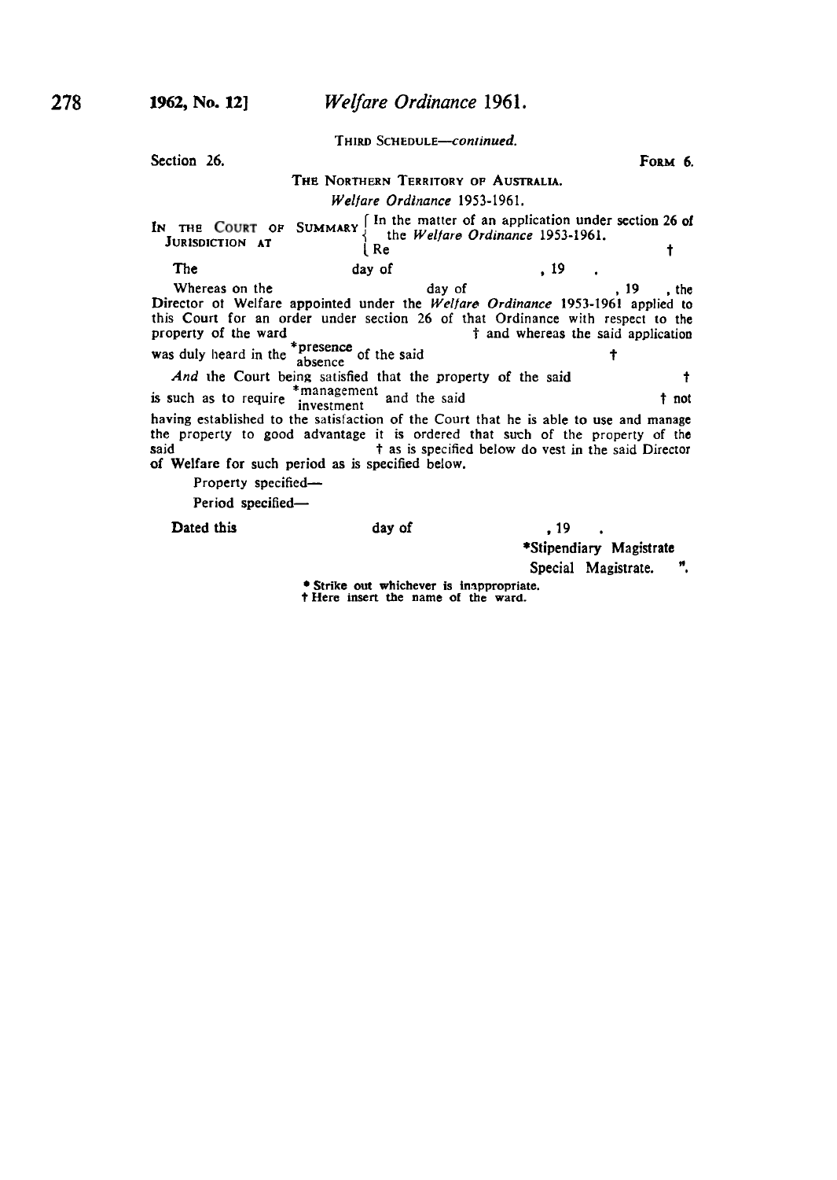THIRD SCHEDULE—*continued.*

Section 26. **FORM 6.**

THE NORTHERN TERRITORY OF AUSTRALIA.

*Welfare Ordinance* 1953-1961.

IN THE COURT OF SUMMARY JURISDICTION AT { In the matter of an application under section 26 of the *Welfare Ordinance* 1953-1961.
Re †

The day of , 19 .

Whereas on the day of , 19 , the Director of Welfare appointed under the *Welfare Ordinance* 1953-1961 applied to this Court for an order under section 26 of that Ordinance with respect to the property of the ward † and whereas the said application was duly heard in the *presence/absence of the said †

*And* the Court being satisfied that the property of the said † is such as to require *management/investment and the said † not having established to the satisfaction of the Court that he is able to use and manage the property to good advantage it is ordered that such of the property of the said † as is specified below do vest in the said Director of Welfare for such period as is specified below.

Property specified—

Period specified—

**Dated this** day of , 19 .

*Stipendiary Magistrate
Special Magistrate. ".

* Strike out whichever is inappropriate.
† Here insert the name of the ward.